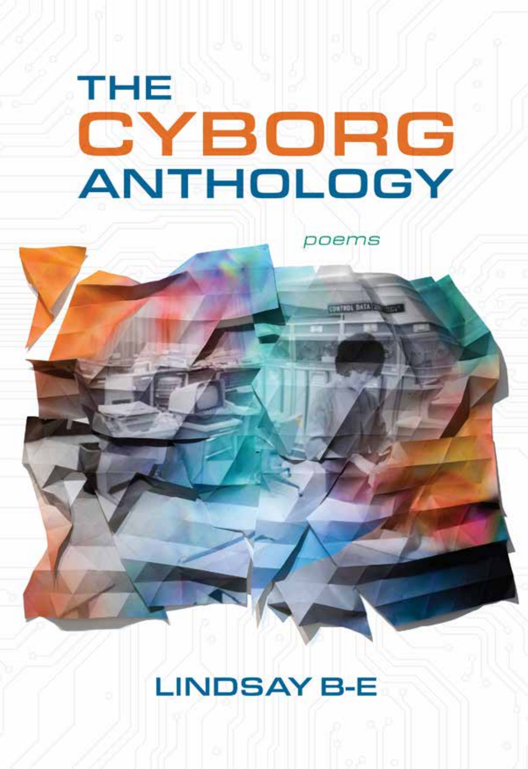# THE CYBORG ANTHOLOGY

*poems*

LINDSAY B-E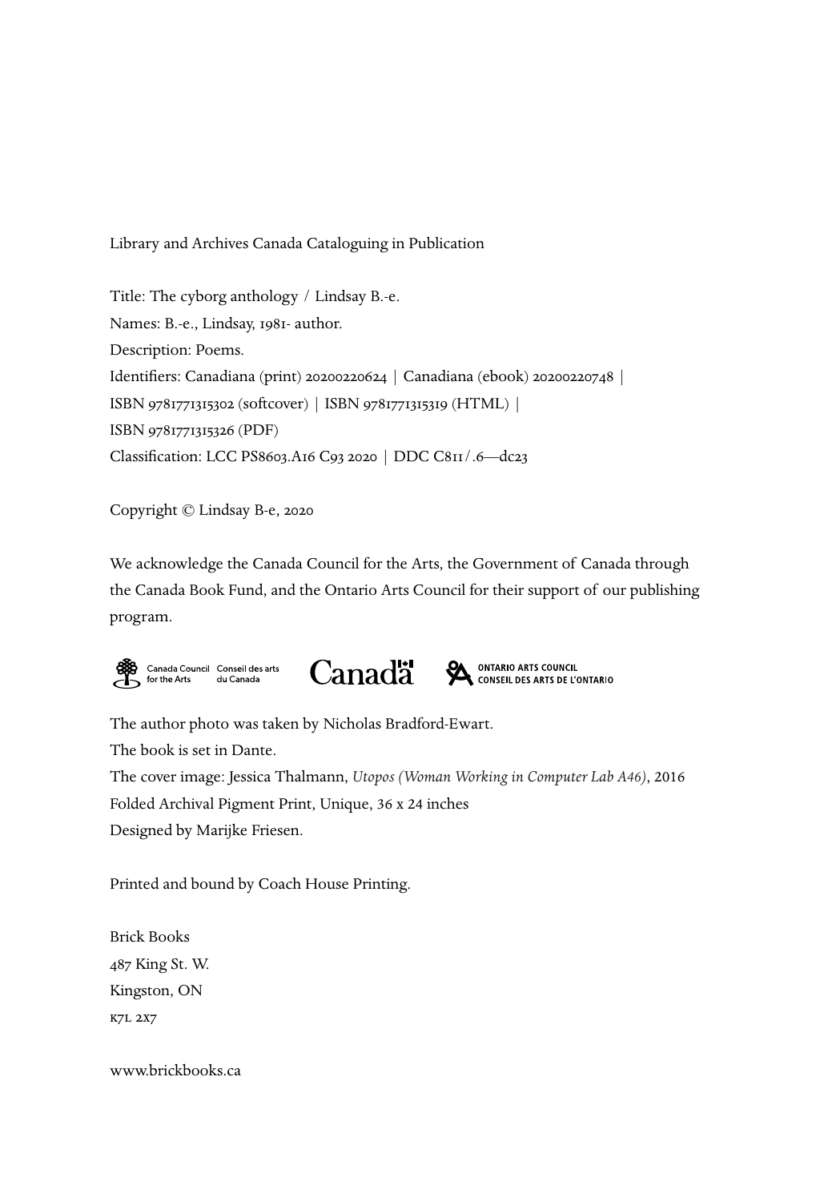Library and Archives Canada Cataloguing in Publication

Title: The cyborg anthology / Lindsay B.-e.
Names: B.-e., Lindsay, 1981- author.
Description: Poems.
Identifiers: Canadiana (print) 20200220624 | Canadiana (ebook) 20200220748 |
ISBN 9781771315302 (softcover) | ISBN 9781771315319 (HTML) |
ISBN 9781771315326 (PDF)
Classification: LCC PS8603.A16 C93 2020 | DDC C811/.6—dc23

Copyright © Lindsay B-e, 2020

We acknowledge the Canada Council for the Arts, the Government of Canada through the Canada Book Fund, and the Ontario Arts Council for their support of our publishing program.

Canada Council for the Arts | Conseil des arts du Canada | Canada | Ontario Arts Council | Conseil des arts de l'Ontario

The author photo was taken by Nicholas Bradford-Ewart.
The book is set in Dante.
The cover image: Jessica Thalmann, *Utopos (Woman Working in Computer Lab A46)*, 2016
Folded Archival Pigment Print, Unique, 36 x 24 inches
Designed by Marijke Friesen.

Printed and bound by Coach House Printing.

Brick Books
487 King St. W.
Kingston, ON
K7L 2X7

www.brickbooks.ca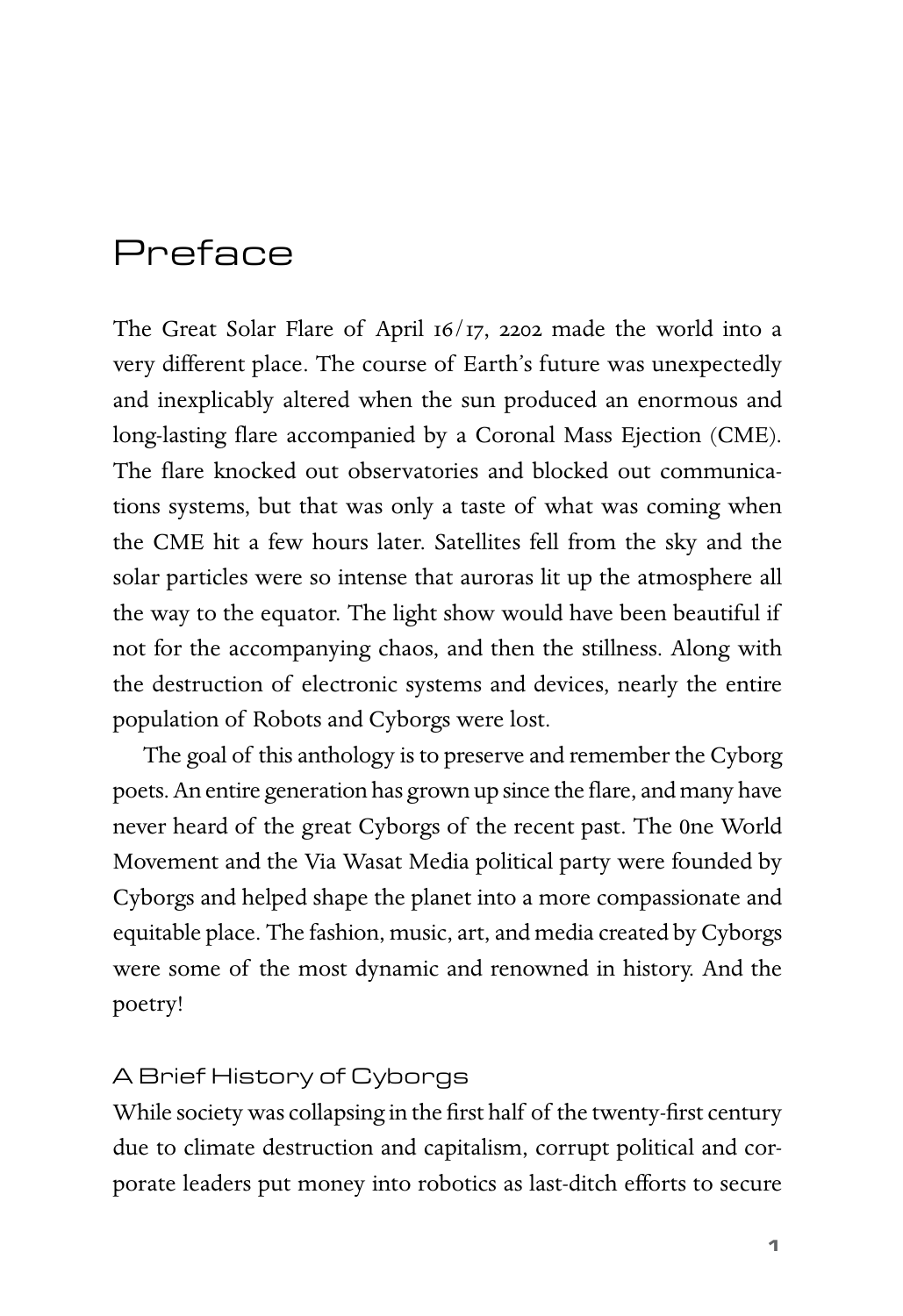# Preface

The Great Solar Flare of April 16/17, 2202 made the world into a very different place. The course of Earth's future was unexpectedly and inexplicably altered when the sun produced an enormous and long-lasting flare accompanied by a Coronal Mass Ejection (CME). The flare knocked out observatories and blocked out communications systems, but that was only a taste of what was coming when the CME hit a few hours later. Satellites fell from the sky and the solar particles were so intense that auroras lit up the atmosphere all the way to the equator. The light show would have been beautiful if not for the accompanying chaos, and then the stillness. Along with the destruction of electronic systems and devices, nearly the entire population of Robots and Cyborgs were lost.

The goal of this anthology is to preserve and remember the Cyborg poets. An entire generation has grown up since the flare, and many have never heard of the great Cyborgs of the recent past. The 0ne World Movement and the Via Wasat Media political party were founded by Cyborgs and helped shape the planet into a more compassionate and equitable place. The fashion, music, art, and media created by Cyborgs were some of the most dynamic and renowned in history. And the poetry!

## A Brief History of Cyborgs

While society was collapsing in the first half of the twenty-first century due to climate destruction and capitalism, corrupt political and corporate leaders put money into robotics as last-ditch efforts to secure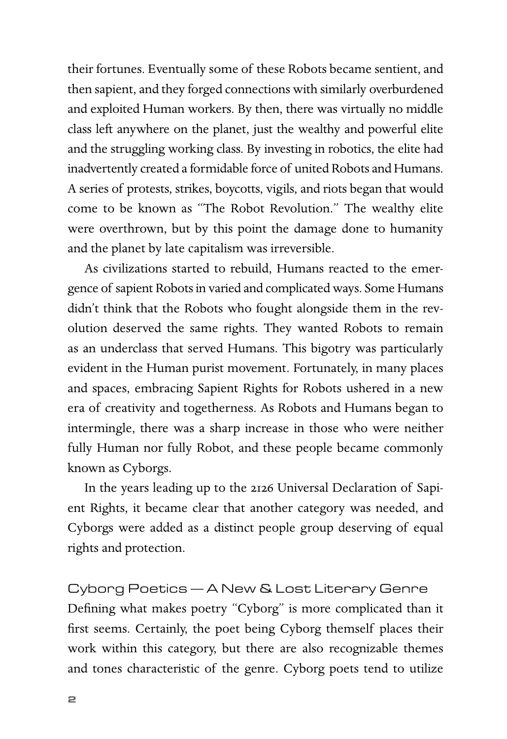their fortunes. Eventually some of these Robots became sentient, and then sapient, and they forged connections with similarly overburdened and exploited Human workers. By then, there was virtually no middle class left anywhere on the planet, just the wealthy and powerful elite and the struggling working class. By investing in robotics, the elite had inadvertently created a formidable force of united Robots and Humans. A series of protests, strikes, boycotts, vigils, and riots began that would come to be known as "The Robot Revolution." The wealthy elite were overthrown, but by this point the damage done to humanity and the planet by late capitalism was irreversible.

As civilizations started to rebuild, Humans reacted to the emergence of sapient Robots in varied and complicated ways. Some Humans didn't think that the Robots who fought alongside them in the revolution deserved the same rights. They wanted Robots to remain as an underclass that served Humans. This bigotry was particularly evident in the Human purist movement. Fortunately, in many places and spaces, embracing Sapient Rights for Robots ushered in a new era of creativity and togetherness. As Robots and Humans began to intermingle, there was a sharp increase in those who were neither fully Human nor fully Robot, and these people became commonly known as Cyborgs.

In the years leading up to the 2126 Universal Declaration of Sapient Rights, it became clear that another category was needed, and Cyborgs were added as a distinct people group deserving of equal rights and protection.

## Cyborg Poetics — A New & Lost Literary Genre

Defining what makes poetry "Cyborg" is more complicated than it first seems. Certainly, the poet being Cyborg themself places their work within this category, but there are also recognizable themes and tones characteristic of the genre. Cyborg poets tend to utilize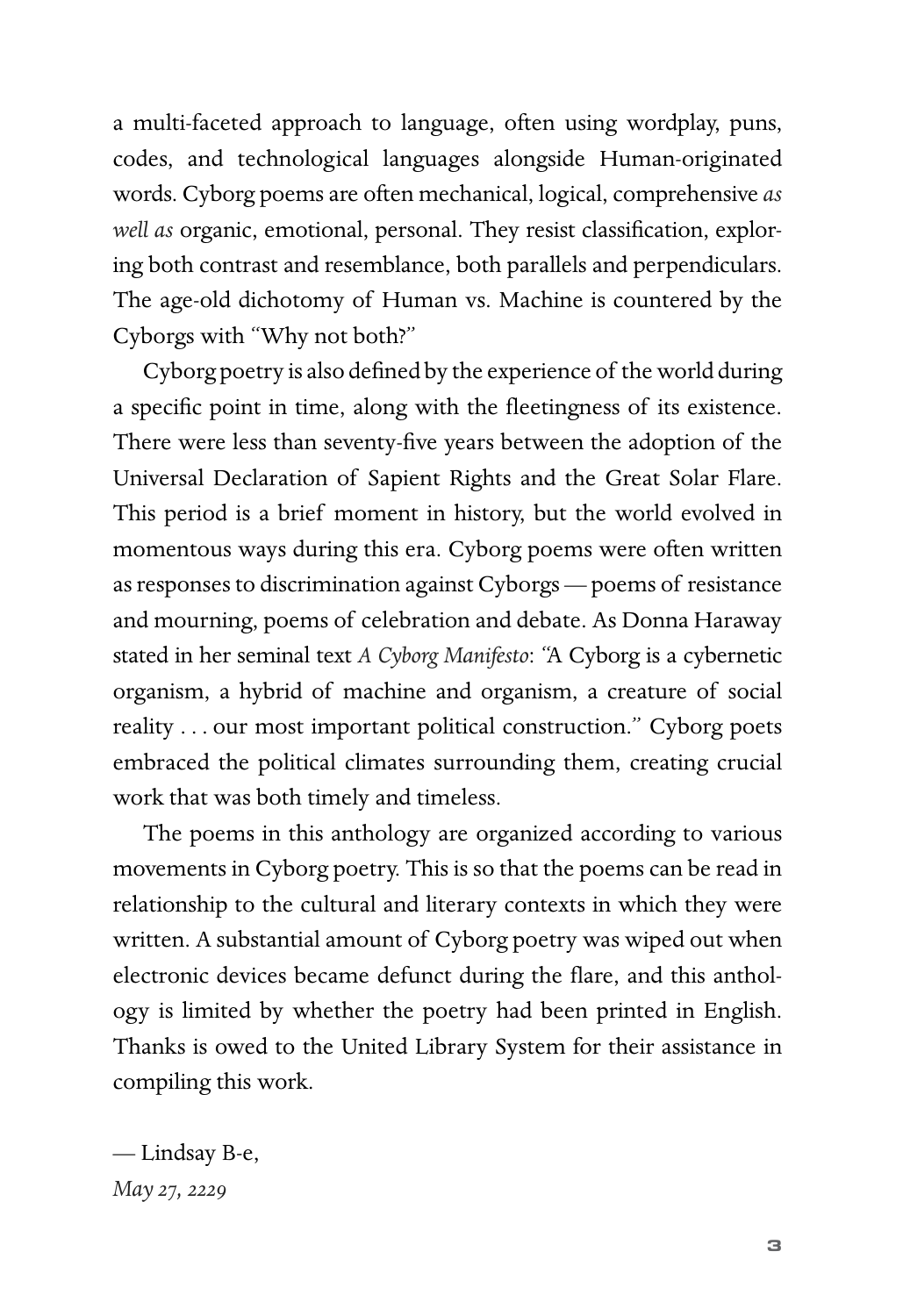a multi-faceted approach to language, often using wordplay, puns, codes, and technological languages alongside Human-originated words. Cyborg poems are often mechanical, logical, comprehensive *as well as* organic, emotional, personal. They resist classification, exploring both contrast and resemblance, both parallels and perpendiculars. The age-old dichotomy of Human vs. Machine is countered by the Cyborgs with "Why not both?"

Cyborg poetry is also defined by the experience of the world during a specific point in time, along with the fleetingness of its existence. There were less than seventy-five years between the adoption of the Universal Declaration of Sapient Rights and the Great Solar Flare. This period is a brief moment in history, but the world evolved in momentous ways during this era. Cyborg poems were often written as responses to discrimination against Cyborgs — poems of resistance and mourning, poems of celebration and debate. As Donna Haraway stated in her seminal text *A Cyborg Manifesto*: "A Cyborg is a cybernetic organism, a hybrid of machine and organism, a creature of social reality . . . our most important political construction." Cyborg poets embraced the political climates surrounding them, creating crucial work that was both timely and timeless.

The poems in this anthology are organized according to various movements in Cyborg poetry. This is so that the poems can be read in relationship to the cultural and literary contexts in which they were written. A substantial amount of Cyborg poetry was wiped out when electronic devices became defunct during the flare, and this anthology is limited by whether the poetry had been printed in English. Thanks is owed to the United Library System for their assistance in compiling this work.

— Lindsay B-e,
*May 27, 2229*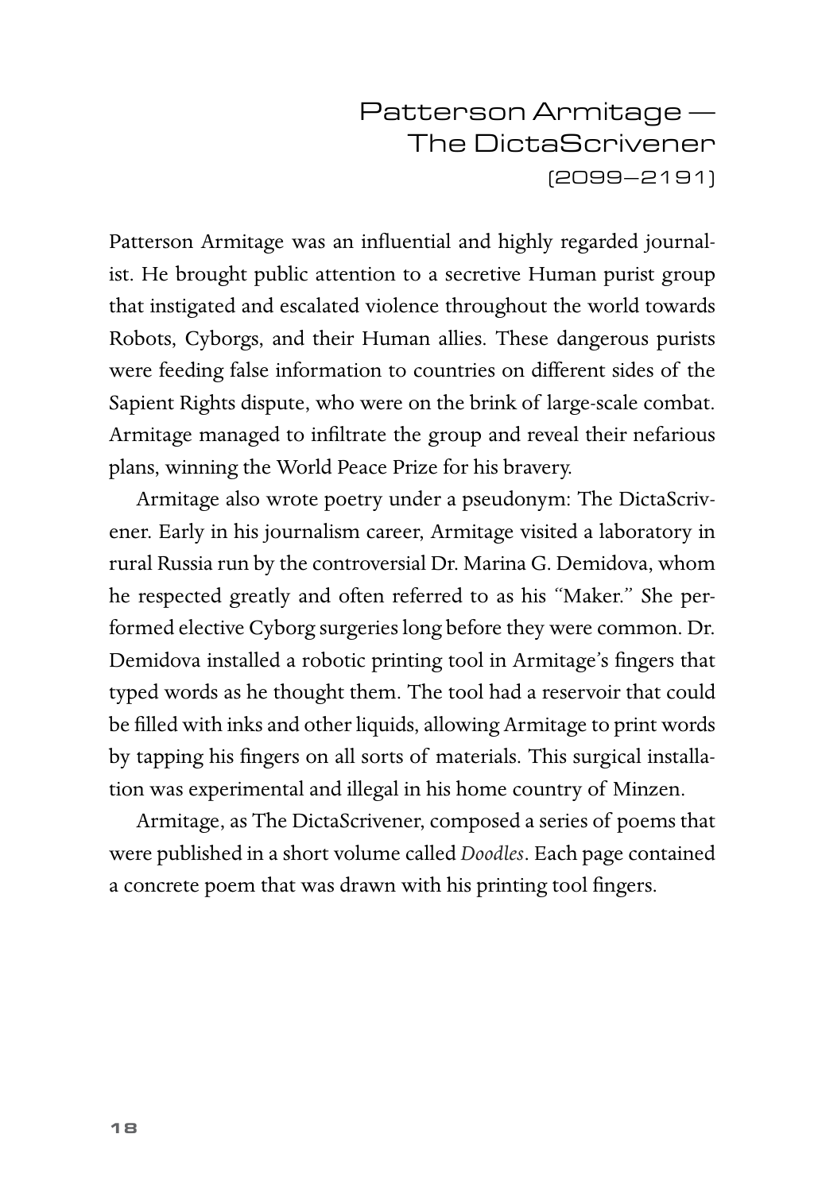## Patterson Armitage — The DictaScrivener
(2099–2191)

Patterson Armitage was an influential and highly regarded journalist. He brought public attention to a secretive Human purist group that instigated and escalated violence throughout the world towards Robots, Cyborgs, and their Human allies. These dangerous purists were feeding false information to countries on different sides of the Sapient Rights dispute, who were on the brink of large-scale combat. Armitage managed to infiltrate the group and reveal their nefarious plans, winning the World Peace Prize for his bravery.

Armitage also wrote poetry under a pseudonym: The DictaScrivener. Early in his journalism career, Armitage visited a laboratory in rural Russia run by the controversial Dr. Marina G. Demidova, whom he respected greatly and often referred to as his "Maker." She performed elective Cyborg surgeries long before they were common. Dr. Demidova installed a robotic printing tool in Armitage's fingers that typed words as he thought them. The tool had a reservoir that could be filled with inks and other liquids, allowing Armitage to print words by tapping his fingers on all sorts of materials. This surgical installation was experimental and illegal in his home country of Minzen.

Armitage, as The DictaScrivener, composed a series of poems that were published in a short volume called *Doodles*. Each page contained a concrete poem that was drawn with his printing tool fingers.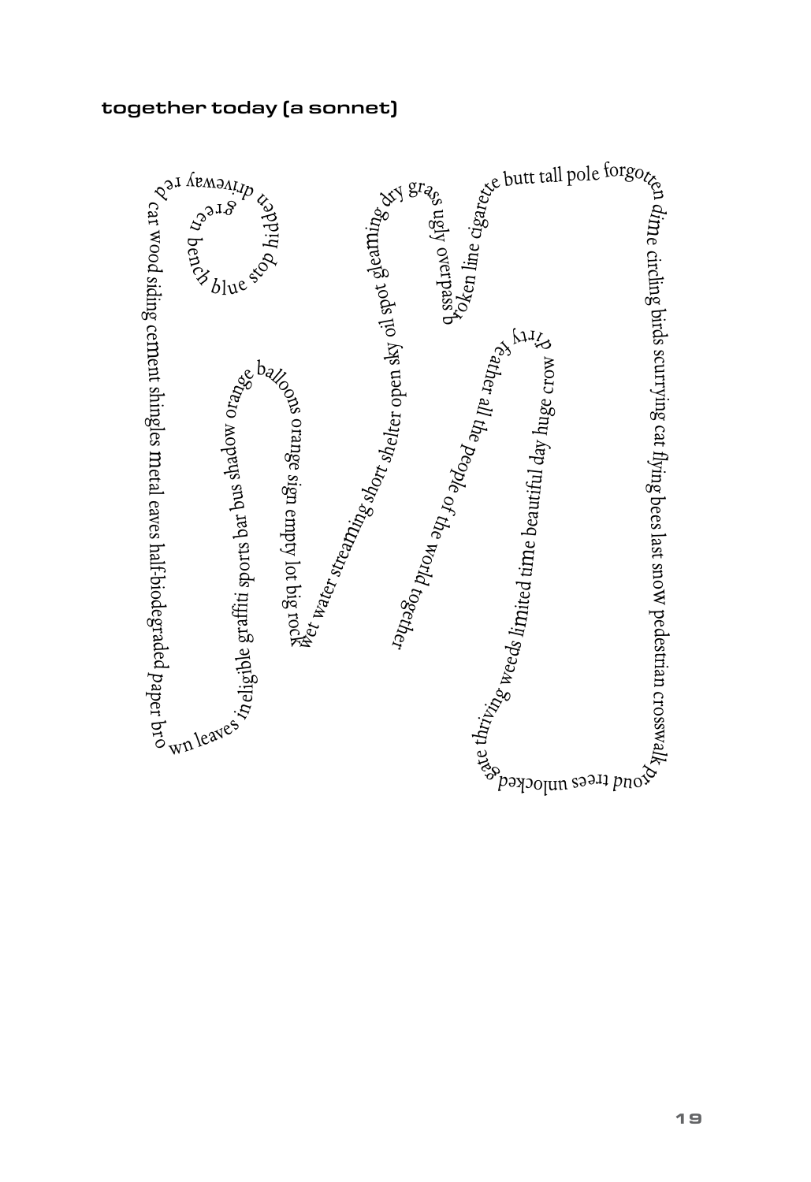**together today (a sonnet)**

green bench blue stop hidden driveway red car wood siding cement shingles metal eaves half-biodegraded paper brown leaves ineligible graffiti sports bar bus shadow orange balloons orange sign empty lot big rock wet water streaming short shelter open sky oil spot gleaming dry grass ugly overpass broken line cigarette butt tall pole forgotten dime circling birds scurrying cat flying bees last snow pedestrian crosswalk proud trees unlocked gate thriving weeds limited time beautiful day huge crow dirty feather all the people of the world together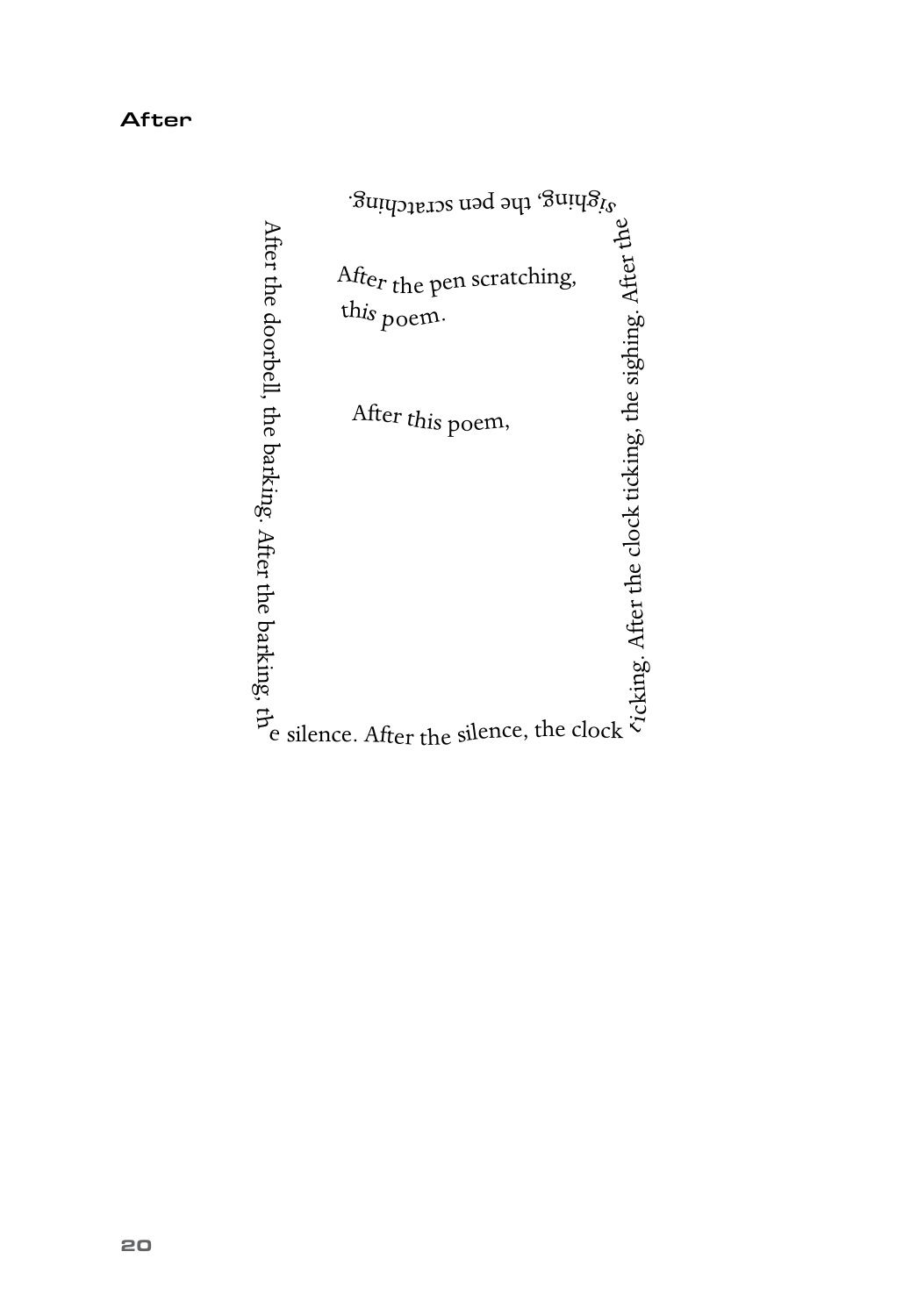# After

After the doorbell, the barking. After the barking, the silence. After the silence, the clock ticking. After the clock ticking, the sighing. After the sighing, the pen scratching.

After the pen scratching,
this poem.

After this poem,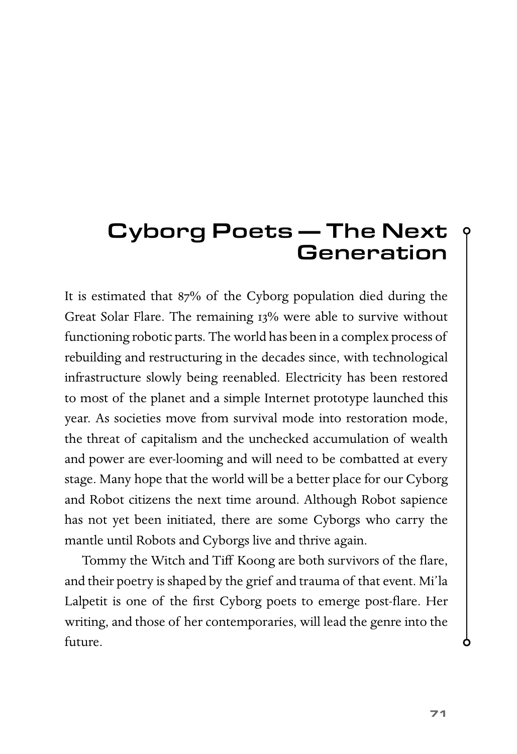# Cyborg Poets — The Next Generation

It is estimated that 87% of the Cyborg population died during the Great Solar Flare. The remaining 13% were able to survive without functioning robotic parts. The world has been in a complex process of rebuilding and restructuring in the decades since, with technological infrastructure slowly being reenabled. Electricity has been restored to most of the planet and a simple Internet prototype launched this year. As societies move from survival mode into restoration mode, the threat of capitalism and the unchecked accumulation of wealth and power are ever-looming and will need to be combatted at every stage. Many hope that the world will be a better place for our Cyborg and Robot citizens the next time around. Although Robot sapience has not yet been initiated, there are some Cyborgs who carry the mantle until Robots and Cyborgs live and thrive again.

Tommy the Witch and Tiff Koong are both survivors of the flare, and their poetry is shaped by the grief and trauma of that event. Mi'la Lalpetit is one of the first Cyborg poets to emerge post-flare. Her writing, and those of her contemporaries, will lead the genre into the future.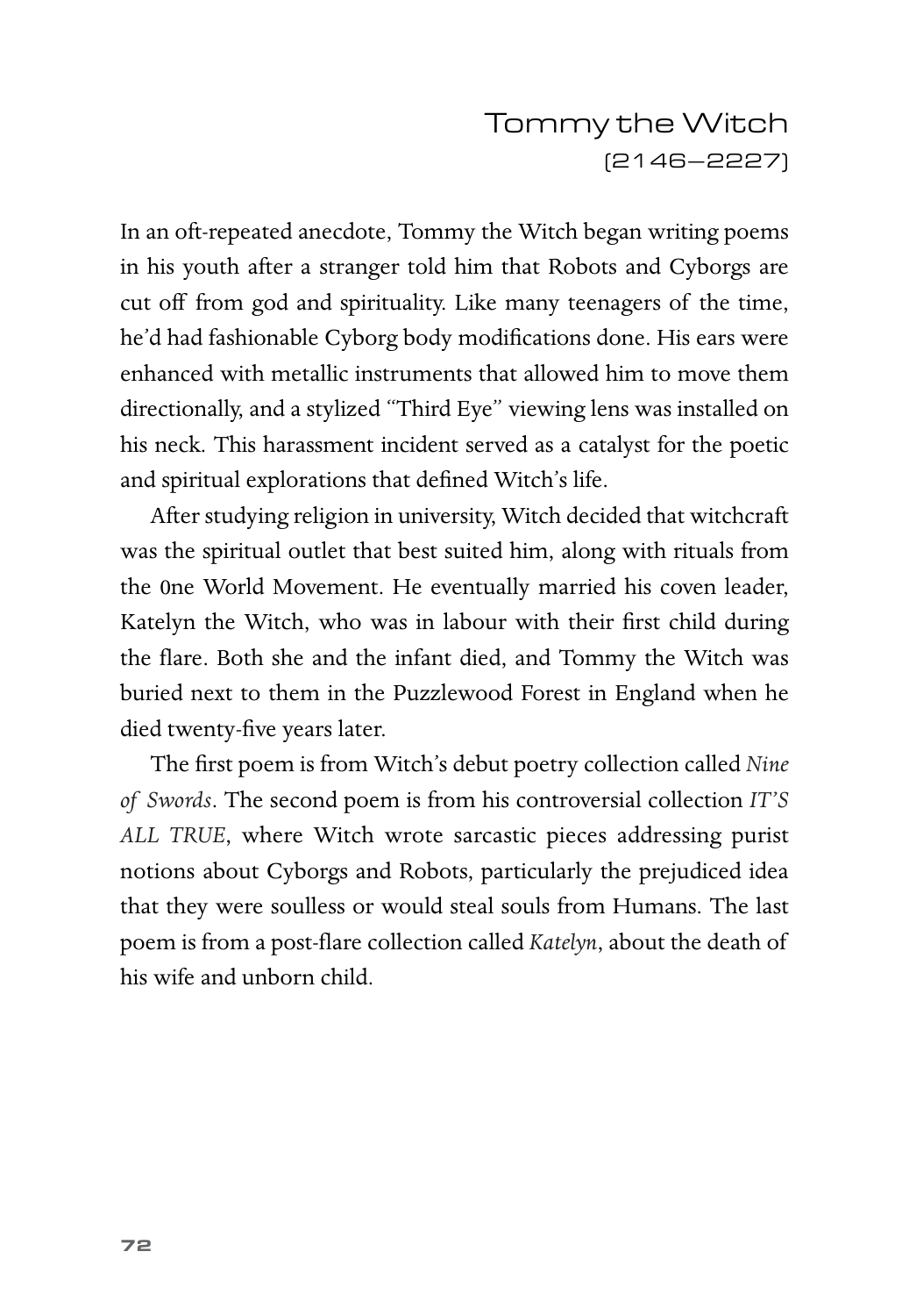# Tommy the Witch

(2146–2227)

In an oft-repeated anecdote, Tommy the Witch began writing poems in his youth after a stranger told him that Robots and Cyborgs are cut off from god and spirituality. Like many teenagers of the time, he'd had fashionable Cyborg body modifications done. His ears were enhanced with metallic instruments that allowed him to move them directionally, and a stylized "Third Eye" viewing lens was installed on his neck. This harassment incident served as a catalyst for the poetic and spiritual explorations that defined Witch's life.

After studying religion in university, Witch decided that witchcraft was the spiritual outlet that best suited him, along with rituals from the 0ne World Movement. He eventually married his coven leader, Katelyn the Witch, who was in labour with their first child during the flare. Both she and the infant died, and Tommy the Witch was buried next to them in the Puzzlewood Forest in England when he died twenty-five years later.

The first poem is from Witch's debut poetry collection called *Nine of Swords*. The second poem is from his controversial collection *IT'S ALL TRUE*, where Witch wrote sarcastic pieces addressing purist notions about Cyborgs and Robots, particularly the prejudiced idea that they were soulless or would steal souls from Humans. The last poem is from a post-flare collection called *Katelyn*, about the death of his wife and unborn child.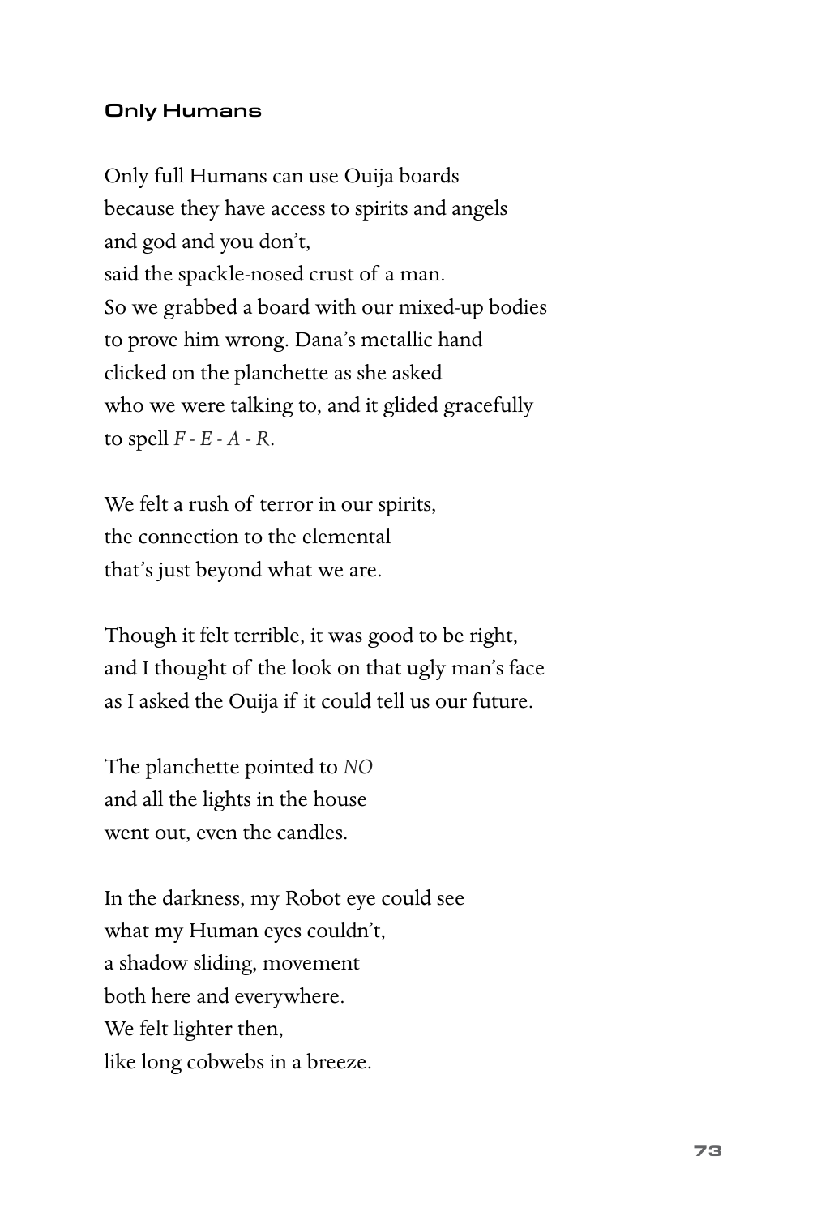### Only Humans

Only full Humans can use Ouija boards  
because they have access to spirits and angels  
and god and you don't,  
said the spackle-nosed crust of a man.  
So we grabbed a board with our mixed-up bodies  
to prove him wrong. Dana's metallic hand  
clicked on the planchette as she asked  
who we were talking to, and it glided gracefully  
to spell *F - E - A - R*.

We felt a rush of terror in our spirits,  
the connection to the elemental  
that's just beyond what we are.

Though it felt terrible, it was good to be right,  
and I thought of the look on that ugly man's face  
as I asked the Ouija if it could tell us our future.

The planchette pointed to *NO*  
and all the lights in the house  
went out, even the candles.

In the darkness, my Robot eye could see  
what my Human eyes couldn't,  
a shadow sliding, movement  
both here and everywhere.  
We felt lighter then,  
like long cobwebs in a breeze.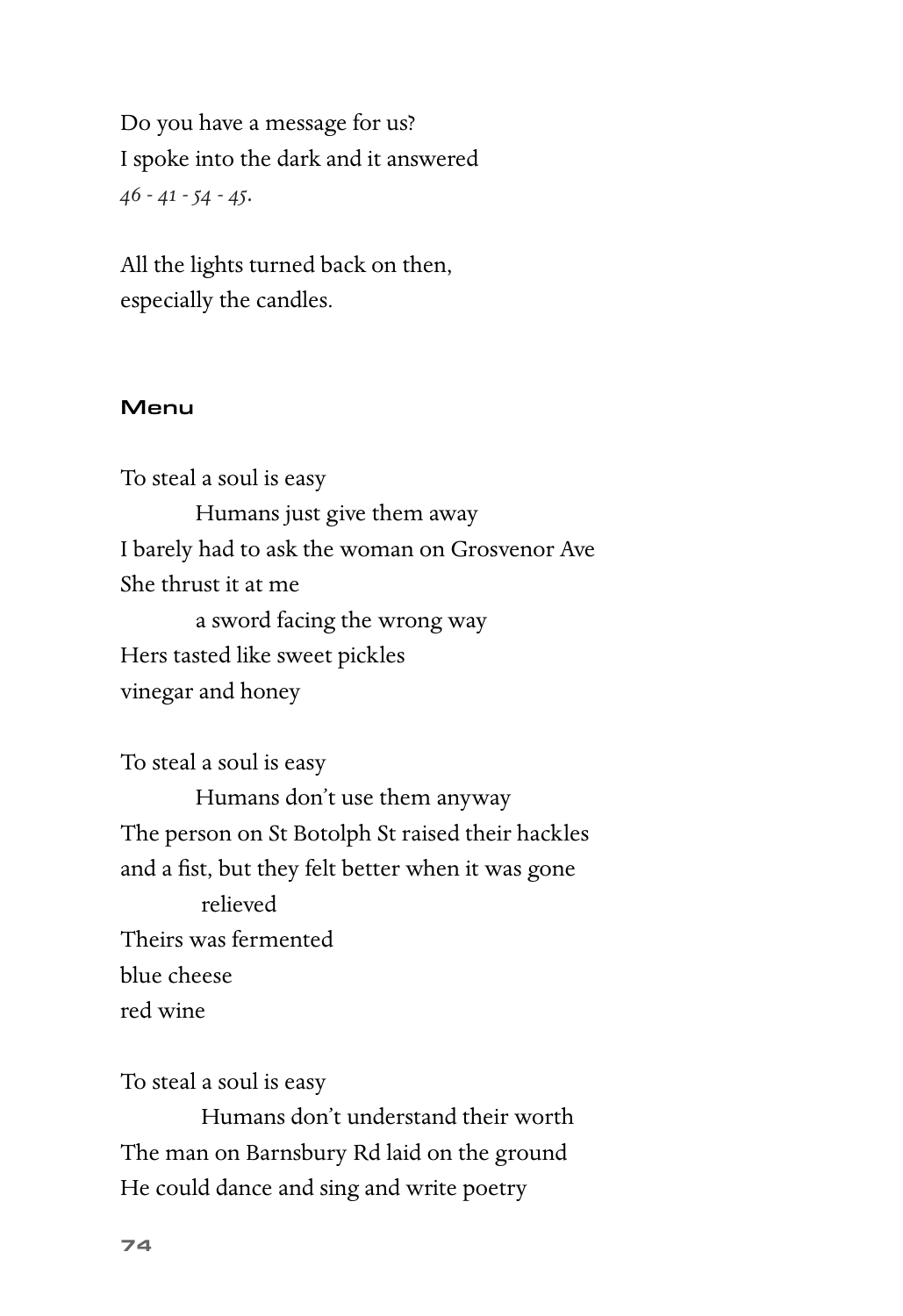Do you have a message for us?
I spoke into the dark and it answered
*46 - 41 - 54 - 45.*

All the lights turned back on then,
especially the candles.

### Menu

To steal a soul is easy
	Humans just give them away
I barely had to ask the woman on Grosvenor Ave
She thrust it at me
	a sword facing the wrong way
Hers tasted like sweet pickles
vinegar and honey

To steal a soul is easy
	Humans don't use them anyway
The person on St Botolph St raised their hackles
and a fist, but they felt better when it was gone
	relieved
Theirs was fermented
blue cheese
red wine

To steal a soul is easy
	Humans don't understand their worth
The man on Barnsbury Rd laid on the ground
He could dance and sing and write poetry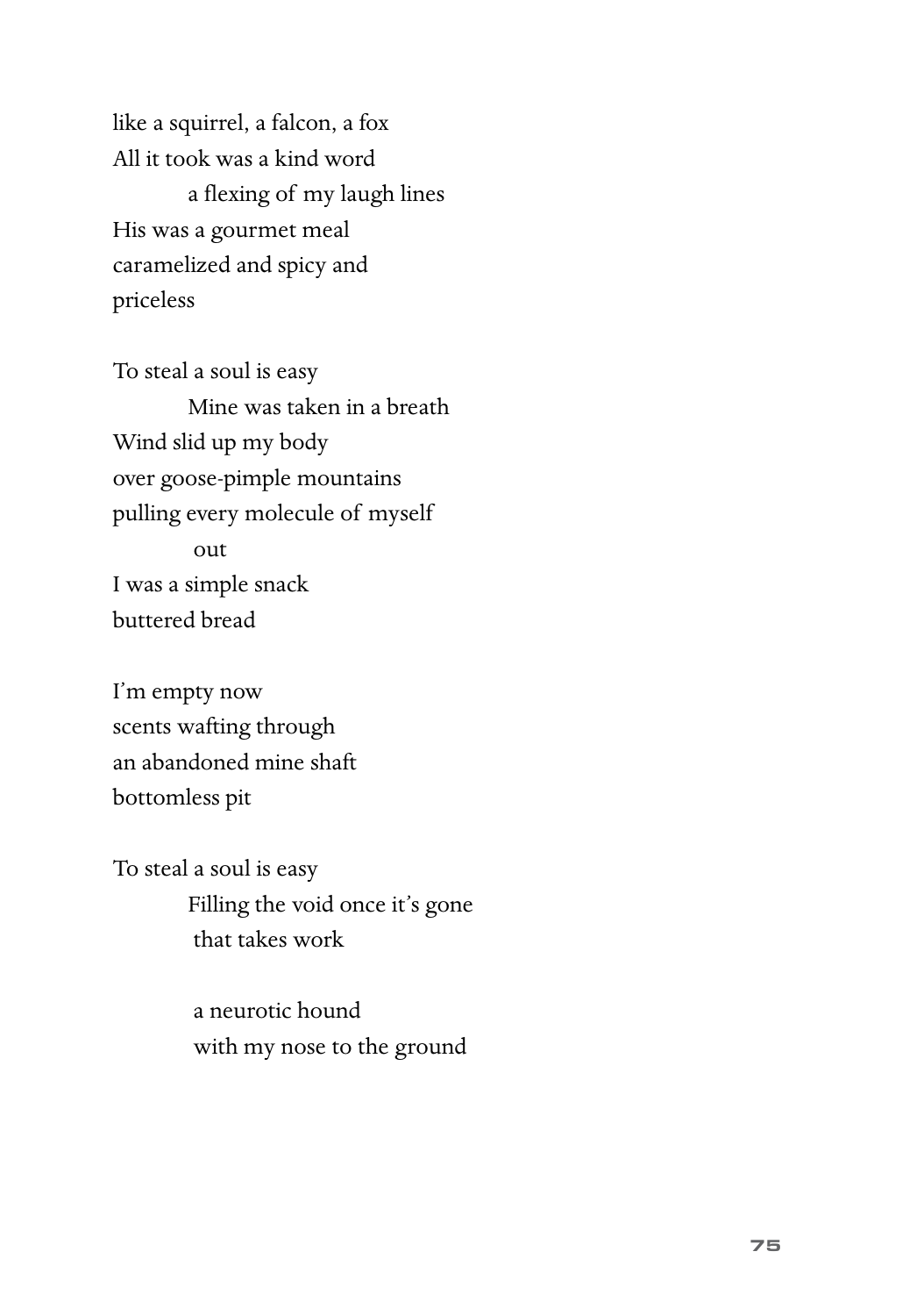like a squirrel, a falcon, a fox  
All it took was a kind word  
&nbsp;&nbsp;&nbsp;&nbsp;&nbsp;&nbsp;&nbsp;&nbsp;a flexing of my laugh lines  
His was a gourmet meal  
caramelized and spicy and  
priceless

To steal a soul is easy  
&nbsp;&nbsp;&nbsp;&nbsp;&nbsp;&nbsp;&nbsp;&nbsp;Mine was taken in a breath  
Wind slid up my body  
over goose-pimple mountains  
pulling every molecule of myself  
&nbsp;&nbsp;&nbsp;&nbsp;&nbsp;&nbsp;&nbsp;&nbsp;out  
I was a simple snack  
buttered bread

I'm empty now  
scents wafting through  
an abandoned mine shaft  
bottomless pit

To steal a soul is easy  
&nbsp;&nbsp;&nbsp;&nbsp;&nbsp;&nbsp;&nbsp;&nbsp;Filling the void once it's gone  
&nbsp;&nbsp;&nbsp;&nbsp;&nbsp;&nbsp;&nbsp;&nbsp;that takes work

&nbsp;&nbsp;&nbsp;&nbsp;&nbsp;&nbsp;&nbsp;&nbsp;a neurotic hound  
&nbsp;&nbsp;&nbsp;&nbsp;&nbsp;&nbsp;&nbsp;&nbsp;with my nose to the ground